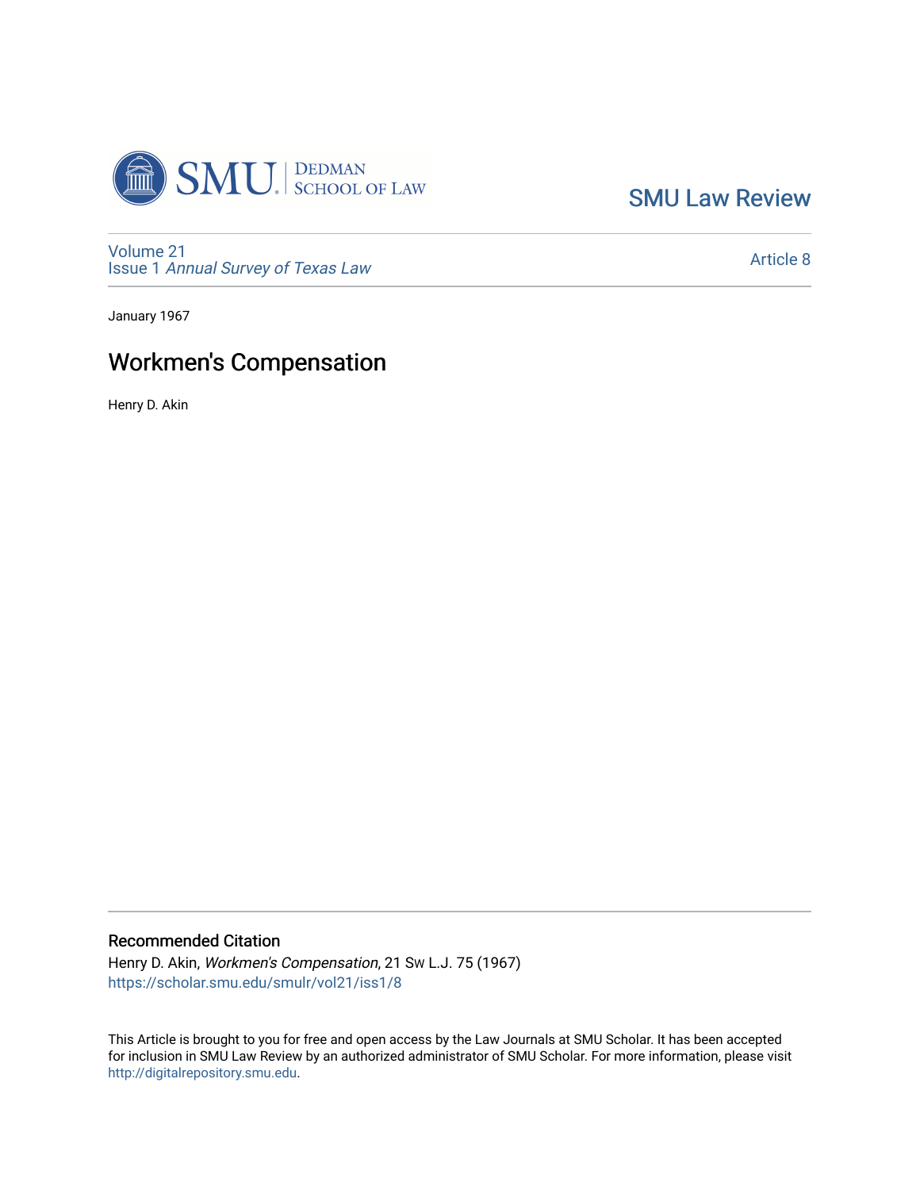SMU Law Review

Volume 21
Issue 1 *Annual Survey of Texas Law*

Article 8

January 1967

# Workmen's Compensation

Henry D. Akin

## Recommended Citation

Henry D. Akin, *Workmen's Compensation*, 21 Sw L.J. 75 (1967)
https://scholar.smu.edu/smulr/vol21/iss1/8

This Article is brought to you for free and open access by the Law Journals at SMU Scholar. It has been accepted for inclusion in SMU Law Review by an authorized administrator of SMU Scholar. For more information, please visit http://digitalrepository.smu.edu.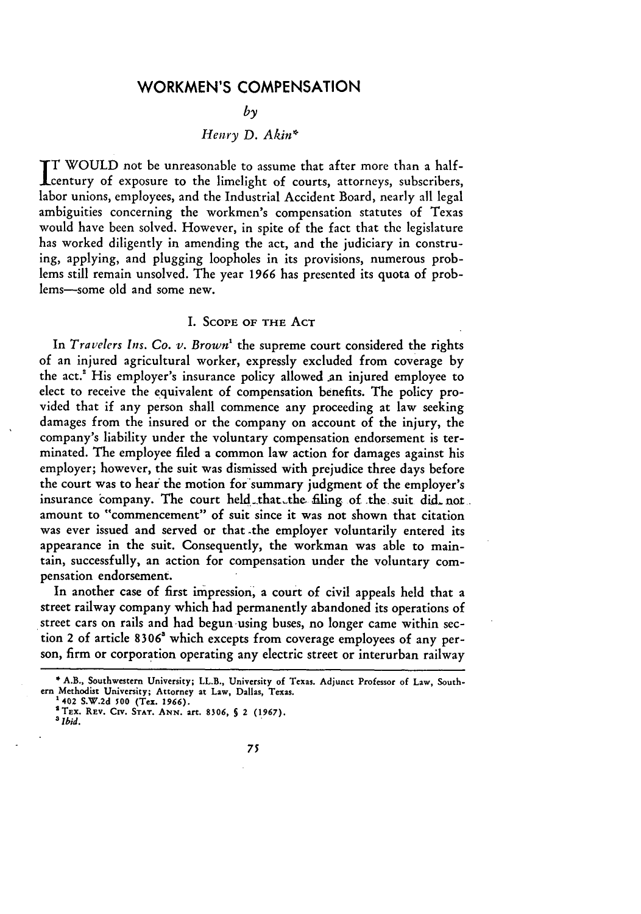# WORKMEN'S COMPENSATION

*by*

*Henry D. Akin\**

IT WOULD not be unreasonable to assume that after more than a half-century of exposure to the limelight of courts, attorneys, subscribers, labor unions, employees, and the Industrial Accident Board, nearly all legal ambiguities concerning the workmen's compensation statutes of Texas would have been solved. However, in spite of the fact that the legislature has worked diligently in amending the act, and the judiciary in construing, applying, and plugging loopholes in its provisions, numerous problems still remain unsolved. The year 1966 has presented its quota of problems—some old and some new.

## I. SCOPE OF THE ACT

In *Travelers Ins. Co. v. Brown*[1] the supreme court considered the rights of an injured agricultural worker, expressly excluded from coverage by the act.[2] His employer's insurance policy allowed an injured employee to elect to receive the equivalent of compensation benefits. The policy provided that if any person shall commence any proceeding at law seeking damages from the insured or the company on account of the injury, the company's liability under the voluntary compensation endorsement is terminated. The employee filed a common law action for damages against his employer; however, the suit was dismissed with prejudice three days before the court was to hear the motion for summary judgment of the employer's insurance company. The court held that the filing of the suit did not amount to "commencement" of suit since it was not shown that citation was ever issued and served or that the employer voluntarily entered its appearance in the suit. Consequently, the workman was able to maintain, successfully, an action for compensation under the voluntary compensation endorsement.

In another case of first impression, a court of civil appeals held that a street railway company which had permanently abandoned its operations of street cars on rails and had begun using buses, no longer came within section 2 of article 8306[3] which excepts from coverage employees of any person, firm or corporation operating any electric street or interurban railway

---

\* A.B., Southwestern University; LL.B., University of Texas. Adjunct Professor of Law, Southern Methodist University; Attorney at Law, Dallas, Texas.

[1] 402 S.W.2d 500 (Tex. 1966).

[2] TEX. REV. CIV. STAT. ANN. art. 8306, § 2 (1967).

[3] *Ibid.*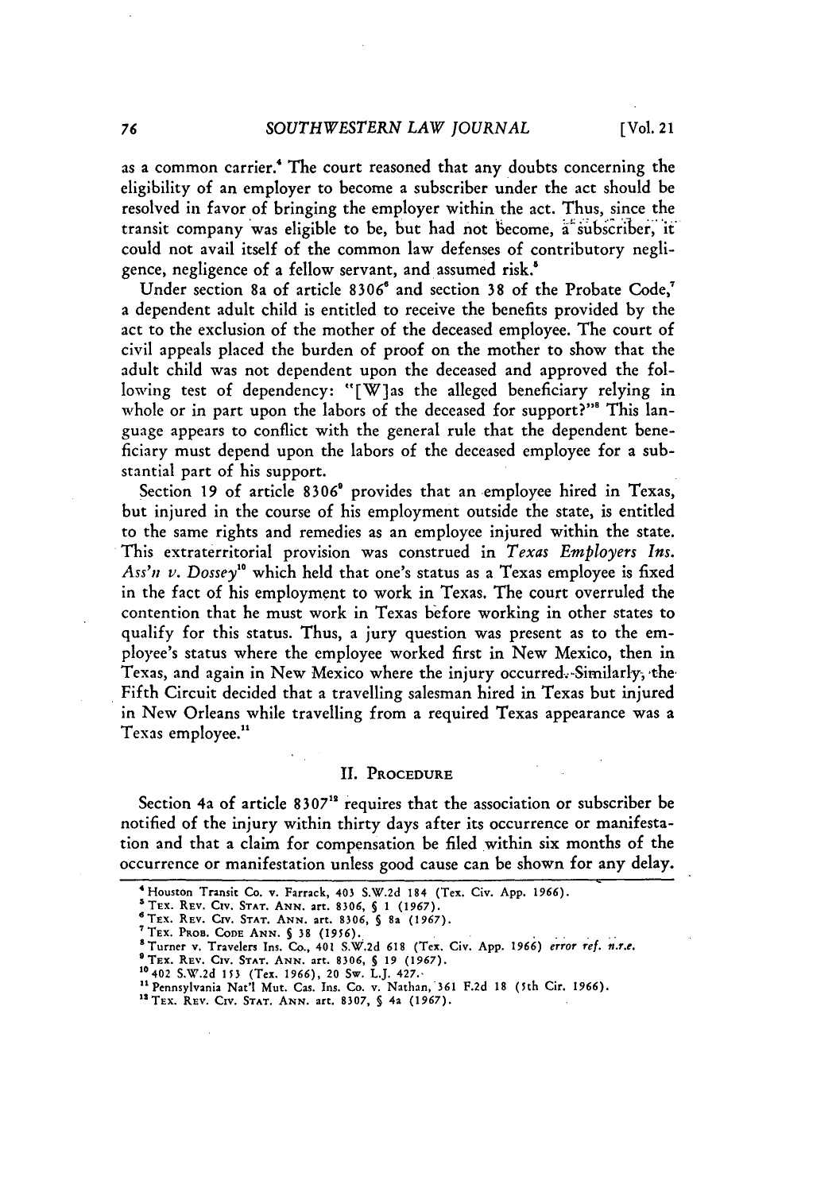as a common carrier.[4] The court reasoned that any doubts concerning the eligibility of an employer to become a subscriber under the act should be resolved in favor of bringing the employer within the act. Thus, since the transit company was eligible to be, but had not become, a subscriber, it could not avail itself of the common law defenses of contributory negligence, negligence of a fellow servant, and assumed risk.[5]

Under section 8a of article 8306[6] and section 38 of the Probate Code,[7] a dependent adult child is entitled to receive the benefits provided by the act to the exclusion of the mother of the deceased employee. The court of civil appeals placed the burden of proof on the mother to show that the adult child was not dependent upon the deceased and approved the following test of dependency: "[W]as the alleged beneficiary relying in whole or in part upon the labors of the deceased for support?"[8] This language appears to conflict with the general rule that the dependent beneficiary must depend upon the labors of the deceased employee for a substantial part of his support.

Section 19 of article 8306[9] provides that an employee hired in Texas, but injured in the course of his employment outside the state, is entitled to the same rights and remedies as an employee injured within the state. This extraterritorial provision was construed in *Texas Employers Ins. Ass'n v. Dossey*[10] which held that one's status as a Texas employee is fixed in the fact of his employment to work in Texas. The court overruled the contention that he must work in Texas before working in other states to qualify for this status. Thus, a jury question was present as to the employee's status where the employee worked first in New Mexico, then in Texas, and again in New Mexico where the injury occurred. Similarly, the Fifth Circuit decided that a travelling salesman hired in Texas but injured in New Orleans while travelling from a required Texas appearance was a Texas employee.[11]

## II. PROCEDURE

Section 4a of article 8307[12] requires that the association or subscriber be notified of the injury within thirty days after its occurrence or manifestation and that a claim for compensation be filed within six months of the occurrence or manifestation unless good cause can be shown for any delay.

---

[4] Houston Transit Co. v. Farrack, 403 S.W.2d 184 (Tex. Civ. App. 1966).

[5] TEX. REV. CIV. STAT. ANN. art. 8306, § 1 (1967).

[6] TEX. REV. CIV. STAT. ANN. art. 8306, § 8a (1967).

[7] TEX. PROB. CODE ANN. § 38 (1956).

[8] Turner v. Travelers Ins. Co., 401 S.W.2d 618 (Tex. Civ. App. 1966) *error ref. n.r.e.*

[9] TEX. REV. CIV. STAT. ANN. art. 8306, § 19 (1967).

[10] 402 S.W.2d 153 (Tex. 1966), 20 Sw. L.J. 427.

[11] Pennsylvania Nat'l Mut. Cas. Ins. Co. v. Nathan, 361 F.2d 18 (5th Cir. 1966).

[12] TEX. REV. CIV. STAT. ANN. art. 8307, § 4a (1967).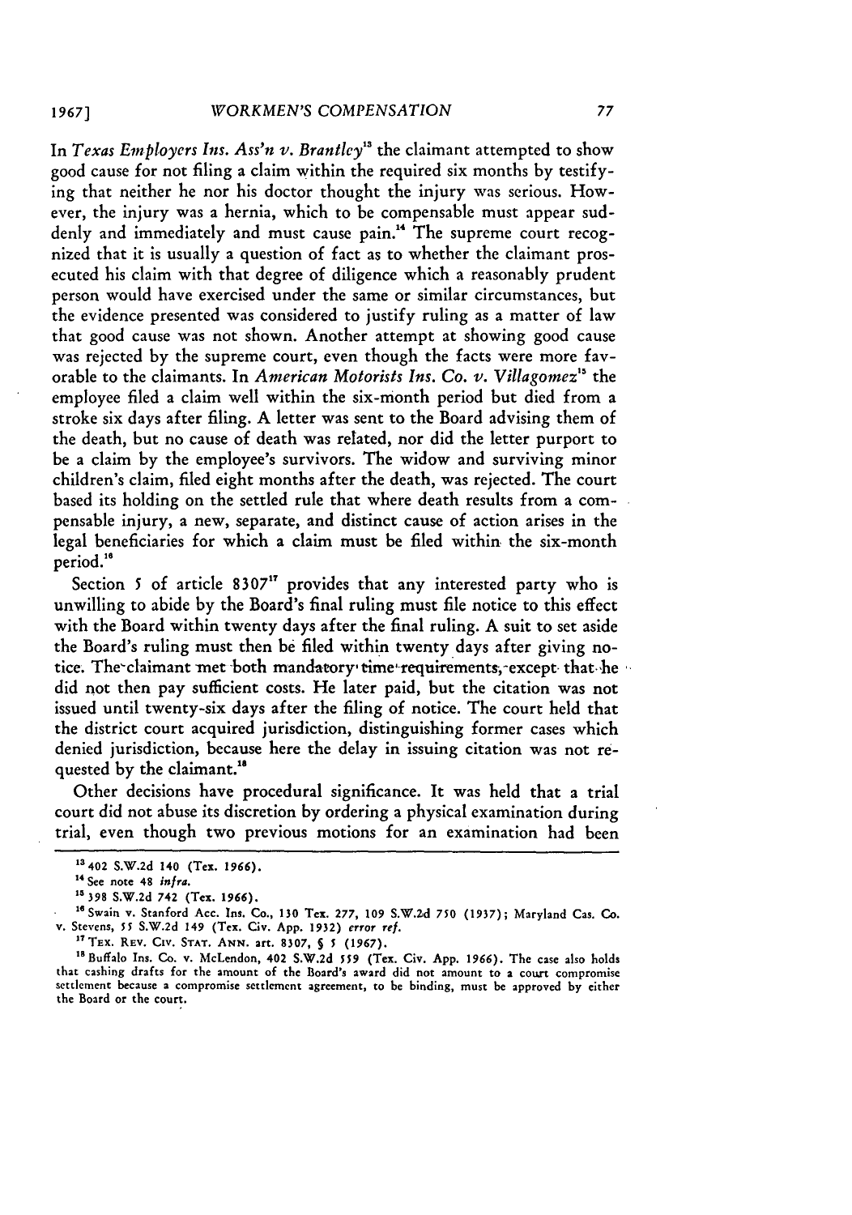In *Texas Employers Ins. Ass'n v. Brantley*[13] the claimant attempted to show good cause for not filing a claim within the required six months by testifying that neither he nor his doctor thought the injury was serious. However, the injury was a hernia, which to be compensable must appear suddenly and immediately and must cause pain.[14] The supreme court recognized that it is usually a question of fact as to whether the claimant prosecuted his claim with that degree of diligence which a reasonably prudent person would have exercised under the same or similar circumstances, but the evidence presented was considered to justify ruling as a matter of law that good cause was not shown. Another attempt at showing good cause was rejected by the supreme court, even though the facts were more favorable to the claimants. In *American Motorists Ins. Co. v. Villagomez*[15] the employee filed a claim well within the six-month period but died from a stroke six days after filing. A letter was sent to the Board advising them of the death, but no cause of death was related, nor did the letter purport to be a claim by the employee's survivors. The widow and surviving minor children's claim, filed eight months after the death, was rejected. The court based its holding on the settled rule that where death results from a compensable injury, a new, separate, and distinct cause of action arises in the legal beneficiaries for which a claim must be filed within the six-month period.[16]

Section 5 of article 8307[17] provides that any interested party who is unwilling to abide by the Board's final ruling must file notice to this effect with the Board within twenty days after the final ruling. A suit to set aside the Board's ruling must then be filed within twenty days after giving notice. The claimant met both mandatory time requirements, except that he did not then pay sufficient costs. He later paid, but the citation was not issued until twenty-six days after the filing of notice. The court held that the district court acquired jurisdiction, distinguishing former cases which denied jurisdiction, because here the delay in issuing citation was not requested by the claimant.[18]

Other decisions have procedural significance. It was held that a trial court did not abuse its discretion by ordering a physical examination during trial, even though two previous motions for an examination had been

---

[13] 402 S.W.2d 140 (Tex. 1966).

[14] See note 48 *infra*.

[15] 398 S.W.2d 742 (Tex. 1966).

[16] Swain v. Stanford Acc. Ins. Co., 130 Tex. 277, 109 S.W.2d 750 (1937); Maryland Cas. Co. v. Stevens, 55 S.W.2d 149 (Tex. Civ. App. 1932) *error ref.*

[17] TEX. REV. CIV. STAT. ANN. art. 8307, § 5 (1967).

[18] Buffalo Ins. Co. v. McLendon, 402 S.W.2d 559 (Tex. Civ. App. 1966). The case also holds that cashing drafts for the amount of the Board's award did not amount to a court compromise settlement because a compromise settlement agreement, to be binding, must be approved by either the Board or the court.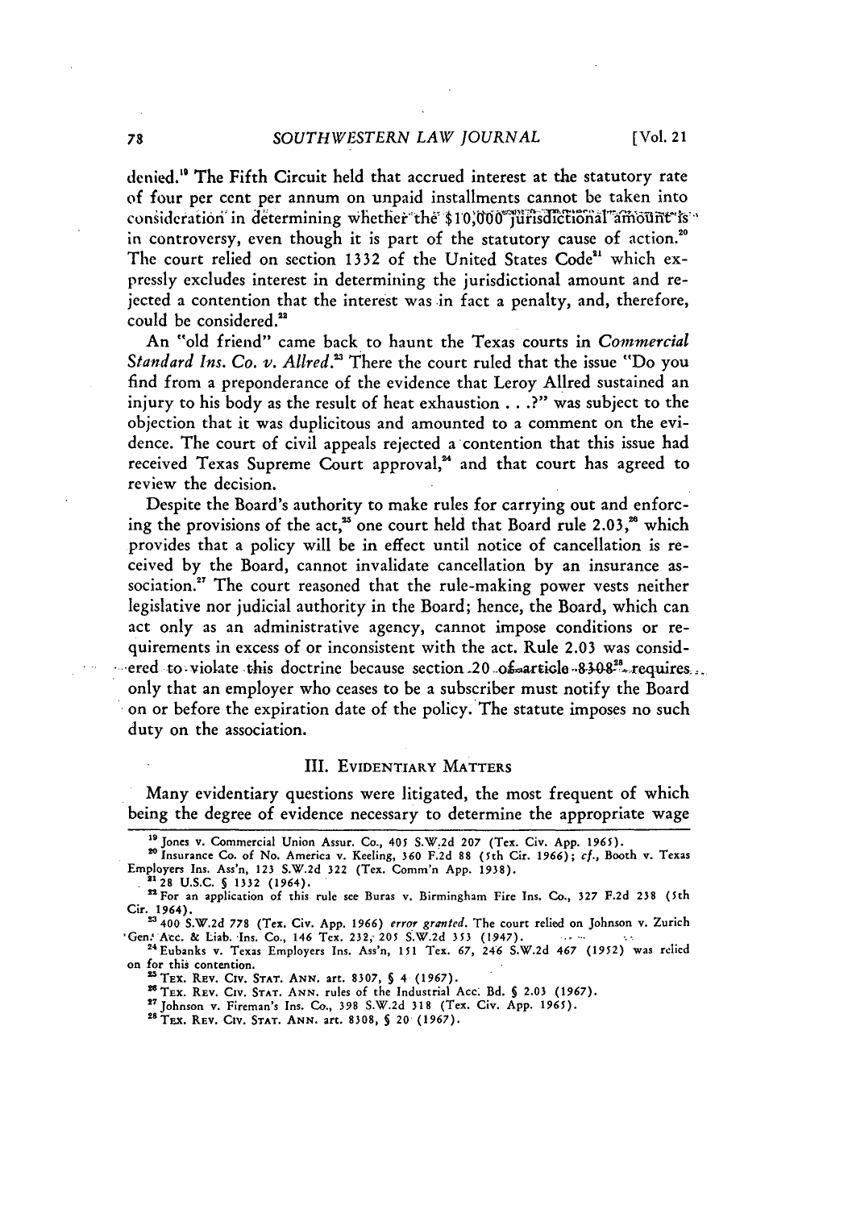denied.[19] The Fifth Circuit held that accrued interest at the statutory rate of four per cent per annum on unpaid installments cannot be taken into consideration in determining whether the $10,000 jurisdictional amount is in controversy, even though it is part of the statutory cause of action.[20] The court relied on section 1332 of the United States Code[21] which expressly excludes interest in determining the jurisdictional amount and rejected a contention that the interest was in fact a penalty, and, therefore, could be considered.[22]

An "old friend" came back to haunt the Texas courts in *Commercial Standard Ins. Co. v. Allred*.[23] There the court ruled that the issue "Do you find from a preponderance of the evidence that Leroy Allred sustained an injury to his body as the result of heat exhaustion . . .?" was subject to the objection that it was duplicitous and amounted to a comment on the evidence. The court of civil appeals rejected a contention that this issue had received Texas Supreme Court approval,[24] and that court has agreed to review the decision.

Despite the Board's authority to make rules for carrying out and enforcing the provisions of the act,[25] one court held that Board rule 2.03,[26] which provides that a policy will be in effect until notice of cancellation is received by the Board, cannot invalidate cancellation by an insurance association.[27] The court reasoned that the rule-making power vests neither legislative nor judicial authority in the Board; hence, the Board, which can act only as an administrative agency, cannot impose conditions or requirements in excess of or inconsistent with the act. Rule 2.03 was considered to violate this doctrine because section 20 of article 8308[28] requires only that an employer who ceases to be a subscriber must notify the Board on or before the expiration date of the policy. The statute imposes no such duty on the association.

## III. Evidentiary Matters

Many evidentiary questions were litigated, the most frequent of which being the degree of evidence necessary to determine the appropriate wage

---

[19] Jones v. Commercial Union Assur. Co., 405 S.W.2d 207 (Tex. Civ. App. 1965).

[20] Insurance Co. of No. America v. Keeling, 360 F.2d 88 (5th Cir. 1966); *cf.*, Booth v. Texas Employers Ins. Ass'n, 123 S.W.2d 322 (Tex. Comm'n App. 1938).

[21] 28 U.S.C. § 1332 (1964).

[22] For an application of this rule see Buras v. Birmingham Fire Ins. Co., 327 F.2d 238 (5th Cir. 1964).

[23] 400 S.W.2d 778 (Tex. Civ. App. 1966) *error granted*. The court relied on Johnson v. Zurich Gen. Acc. & Liab. Ins. Co., 146 Tex. 232, 205 S.W.2d 353 (1947).

[24] Eubanks v. Texas Employers Ins. Ass'n, 151 Tex. 67, 246 S.W.2d 467 (1952) was relied on for this contention.

[25] Tex. Rev. Civ. Stat. Ann. art. 8307, § 4 (1967).

[26] Tex. Rev. Civ. Stat. Ann. rules of the Industrial Acc. Bd. § 2.03 (1967).

[27] Johnson v. Fireman's Ins. Co., 398 S.W.2d 318 (Tex. Civ. App. 1965).

[28] Tex. Rev. Civ. Stat. Ann. art. 8308, § 20 (1967).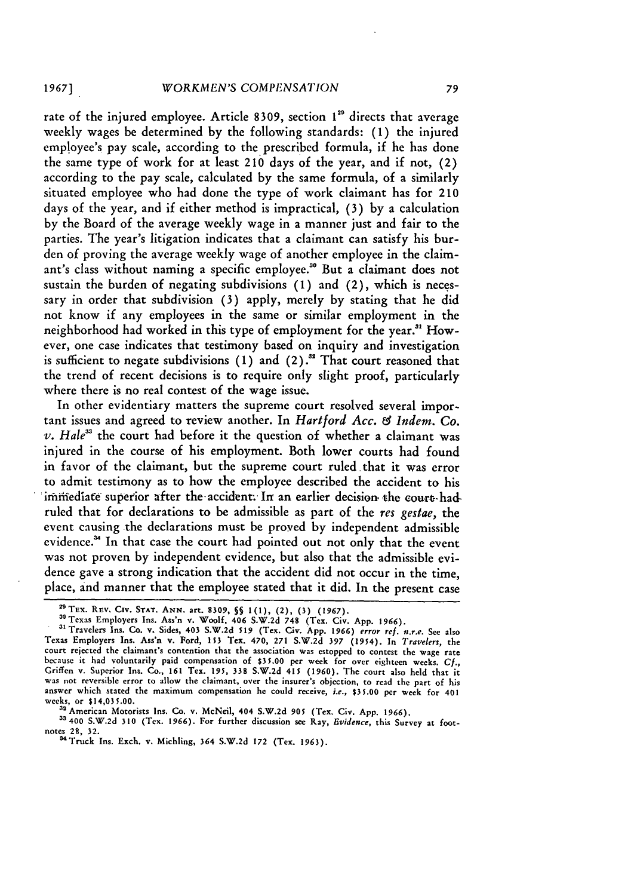rate of the injured employee. Article 8309, section 1[29] directs that average weekly wages be determined by the following standards: (1) the injured employee's pay scale, according to the prescribed formula, if he has done the same type of work for at least 210 days of the year, and if not, (2) according to the pay scale, calculated by the same formula, of a similarly situated employee who had done the type of work claimant has for 210 days of the year, and if either method is impractical, (3) by a calculation by the Board of the average weekly wage in a manner just and fair to the parties. The year's litigation indicates that a claimant can satisfy his burden of proving the average weekly wage of another employee in the claimant's class without naming a specific employee.[30] But a claimant does not sustain the burden of negating subdivisions (1) and (2), which is necessary in order that subdivision (3) apply, merely by stating that he did not know if any employees in the same or similar employment in the neighborhood had worked in this type of employment for the year.[31] However, one case indicates that testimony based on inquiry and investigation is sufficient to negate subdivisions (1) and (2).[32] That court reasoned that the trend of recent decisions is to require only slight proof, particularly where there is no real contest of the wage issue.

In other evidentiary matters the supreme court resolved several important issues and agreed to review another. In *Hartford Acc. & Indem. Co. v. Hale*[33] the court had before it the question of whether a claimant was injured in the course of his employment. Both lower courts had found in favor of the claimant, but the supreme court ruled that it was error to admit testimony as to how the employee described the accident to his immediate superior after the accident. In an earlier decision the court had ruled that for declarations to be admissible as part of the *res gestae*, the event causing the declarations must be proved by independent admissible evidence.[34] In that case the court had pointed out not only that the event was not proven by independent evidence, but also that the admissible evidence gave a strong indication that the accident did not occur in the time, place, and manner that the employee stated that it did. In the present case

---

[29] TEX. REV. CIV. STAT. ANN. art. 8309, §§ 1(1), (2), (3) (1967).

[30] Texas Employers Ins. Ass'n v. Woolf, 406 S.W.2d 748 (Tex. Civ. App. 1966).

[31] Travelers Ins. Co. v. Sides, 403 S.W.2d 519 (Tex. Civ. App. 1966) *error ref. n.r.e.* See also Texas Employers Ins. Ass'n v. Ford, 153 Tex. 470, 271 S.W.2d 397 (1954). In *Travelers*, the court rejected the claimant's contention that the association was estopped to contest the wage rate because it had voluntarily paid compensation of $35.00 per week for over eighteen weeks. *Cf.*, Griffen v. Superior Ins. Co., 161 Tex. 195, 338 S.W.2d 415 (1960). The court also held that it was not reversible error to allow the claimant, over the insurer's objection, to read the part of his answer which stated the maximum compensation he could receive, *i.e.*, $35.00 per week for 401 weeks, or $14,035.00.

[32] American Motorists Ins. Co. v. McNeil, 404 S.W.2d 905 (Tex. Civ. App. 1966).

[33] 400 S.W.2d 310 (Tex. 1966). For further discussion see Ray, *Evidence*, this Survey at footnotes 28, 32.

[34] Truck Ins. Exch. v. Michling, 364 S.W.2d 172 (Tex. 1963).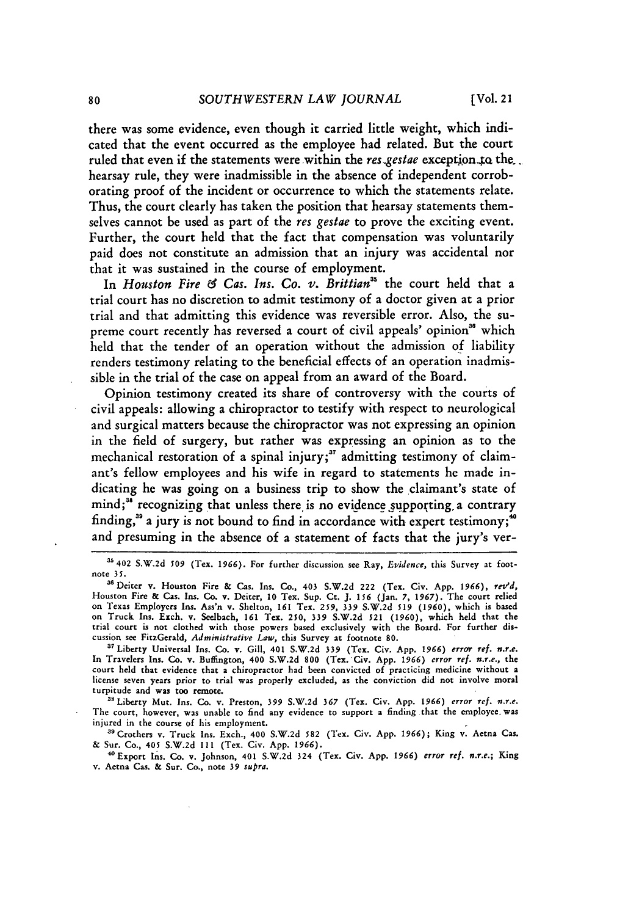there was some evidence, even though it carried little weight, which indicated that the event occurred as the employee had related. But the court ruled that even if the statements were within the *res gestae* exception to the hearsay rule, they were inadmissible in the absence of independent corroborating proof of the incident or occurrence to which the statements relate. Thus, the court clearly has taken the position that hearsay statements themselves cannot be used as part of the *res gestae* to prove the exciting event. Further, the court held that the fact that compensation was voluntarily paid does not constitute an admission that an injury was accidental nor that it was sustained in the course of employment.

In *Houston Fire & Cas. Ins. Co. v. Brittian*[35] the court held that a trial court has no discretion to admit testimony of a doctor given at a prior trial and that admitting this evidence was reversible error. Also, the supreme court recently has reversed a court of civil appeals' opinion[36] which held that the tender of an operation without the admission of liability renders testimony relating to the beneficial effects of an operation inadmissible in the trial of the case on appeal from an award of the Board.

Opinion testimony created its share of controversy with the courts of civil appeals: allowing a chiropractor to testify with respect to neurological and surgical matters because the chiropractor was not expressing an opinion in the field of surgery, but rather was expressing an opinion as to the mechanical restoration of a spinal injury;[37] admitting testimony of claimant's fellow employees and his wife in regard to statements he made indicating he was going on a business trip to show the claimant's state of mind;[38] recognizing that unless there is no evidence supporting a contrary finding,[39] a jury is not bound to find in accordance with expert testimony;[40] and presuming in the absence of a statement of facts that the jury's ver-

[35] 402 S.W.2d 509 (Tex. 1966). For further discussion see Ray, *Evidence*, this Survey at footnote 35.

[36] Deiter v. Houston Fire & Cas. Ins. Co., 403 S.W.2d 222 (Tex. Civ. App. 1966), *rev'd*, Houston Fire & Cas. Ins. Co. v. Deiter, 10 Tex. Sup. Ct. J. 156 (Jan. 7, 1967). The court relied on Texas Employers Ins. Ass'n v. Shelton, 161 Tex. 259, 339 S.W.2d 519 (1960), which is based on Truck Ins. Exch. v. Seelbach, 161 Tex. 250, 339 S.W.2d 521 (1960), which held that the trial court is not clothed with those powers based exclusively with the Board. For further discussion see FitzGerald, *Administrative Law*, this Survey at footnote 80.

[37] Liberty Universal Ins. Co. v. Gill, 401 S.W.2d 339 (Tex. Civ. App. 1966) *error ref. n.r.e.* In Travelers Ins. Co. v. Buffington, 400 S.W.2d 800 (Tex. Civ. App. 1966) *error ref. n.r.e.*, the court held that evidence that a chiropractor had been convicted of practicing medicine without a license seven years prior to trial was properly excluded, as the conviction did not involve moral turpitude and was too remote.

[38] Liberty Mut. Ins. Co. v. Preston, 399 S.W.2d 367 (Tex. Civ. App. 1966) *error ref. n.r.e.* The court, however, was unable to find any evidence to support a finding that the employee was injured in the course of his employment.

[39] Crothers v. Truck Ins. Exch., 400 S.W.2d 582 (Tex. Civ. App. 1966); King v. Aetna Cas. & Sur. Co., 405 S.W.2d 111 (Tex. Civ. App. 1966).

[40] Export Ins. Co. v. Johnson, 401 S.W.2d 324 (Tex. Civ. App. 1966) *error ref. n.r.e.*; King v. Aetna Cas. & Sur. Co., note 39 *supra*.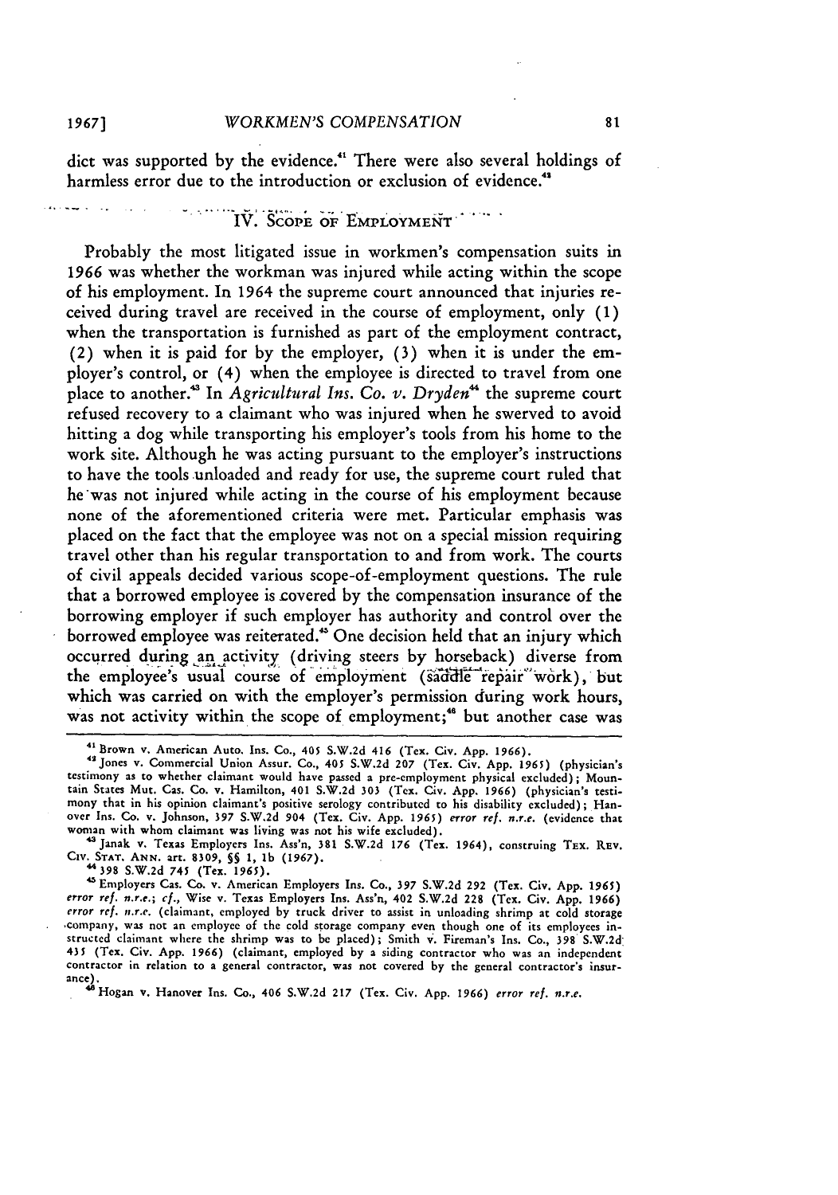dict was supported by the evidence.[41] There were also several holdings of harmless error due to the introduction or exclusion of evidence.[42]

## IV. SCOPE OF EMPLOYMENT

Probably the most litigated issue in workmen's compensation suits in 1966 was whether the workman was injured while acting within the scope of his employment. In 1964 the supreme court announced that injuries received during travel are received in the course of employment, only (1) when the transportation is furnished as part of the employment contract, (2) when it is paid for by the employer, (3) when it is under the employer's control, or (4) when the employee is directed to travel from one place to another.[43] In *Agricultural Ins. Co. v. Dryden*[44] the supreme court refused recovery to a claimant who was injured when he swerved to avoid hitting a dog while transporting his employer's tools from his home to the work site. Although he was acting pursuant to the employer's instructions to have the tools unloaded and ready for use, the supreme court ruled that he was not injured while acting in the course of his employment because none of the aforementioned criteria were met. Particular emphasis was placed on the fact that the employee was not on a special mission requiring travel other than his regular transportation to and from work. The courts of civil appeals decided various scope-of-employment questions. The rule that a borrowed employee is covered by the compensation insurance of the borrowing employer if such employer has authority and control over the borrowed employee was reiterated.[45] One decision held that an injury which occurred during an activity (driving steers by horseback) diverse from the employee's usual course of employment (saddle repair work), but which was carried on with the employer's permission during work hours, was not activity within the scope of employment;[46] but another case was

---

[41] Brown v. American Auto. Ins. Co., 405 S.W.2d 416 (Tex. Civ. App. 1966).

[42] Jones v. Commercial Union Assur. Co., 405 S.W.2d 207 (Tex. Civ. App. 1965) (physician's testimony as to whether claimant would have passed a pre-employment physical excluded); Mountain States Mut. Cas. Co. v. Hamilton, 401 S.W.2d 303 (Tex. Civ. App. 1966) (physician's testimony that in his opinion claimant's positive serology contributed to his disability excluded); Hanover Ins. Co. v. Johnson, 397 S.W.2d 904 (Tex. Civ. App. 1965) *error ref. n.r.e.* (evidence that woman with whom claimant was living was not his wife excluded).

[43] Janak v. Texas Employers Ins. Ass'n, 381 S.W.2d 176 (Tex. 1964), construing TEX. REV. CIV. STAT. ANN. art. 8309, §§ 1, 1b (1967).

[44] 398 S.W.2d 745 (Tex. 1965).

[45] Employers Cas. Co. v. American Employers Ins. Co., 397 S.W.2d 292 (Tex. Civ. App. 1965) *error ref. n.r.e.*; *cf.*, Wise v. Texas Employers Ins. Ass'n, 402 S.W.2d 228 (Tex. Civ. App. 1966) *error ref. n.r.e.* (claimant, employed by truck driver to assist in unloading shrimp at cold storage company, was not an employee of the cold storage company even though one of its employees instructed claimant where the shrimp was to be placed); Smith v. Fireman's Ins. Co., 398 S.W.2d 435 (Tex. Civ. App. 1966) (claimant, employed by a siding contractor who was an independent contractor in relation to a general contractor, was not covered by the general contractor's insurance).

[46] Hogan v. Hanover Ins. Co., 406 S.W.2d 217 (Tex. Civ. App. 1966) *error ref. n.r.e.*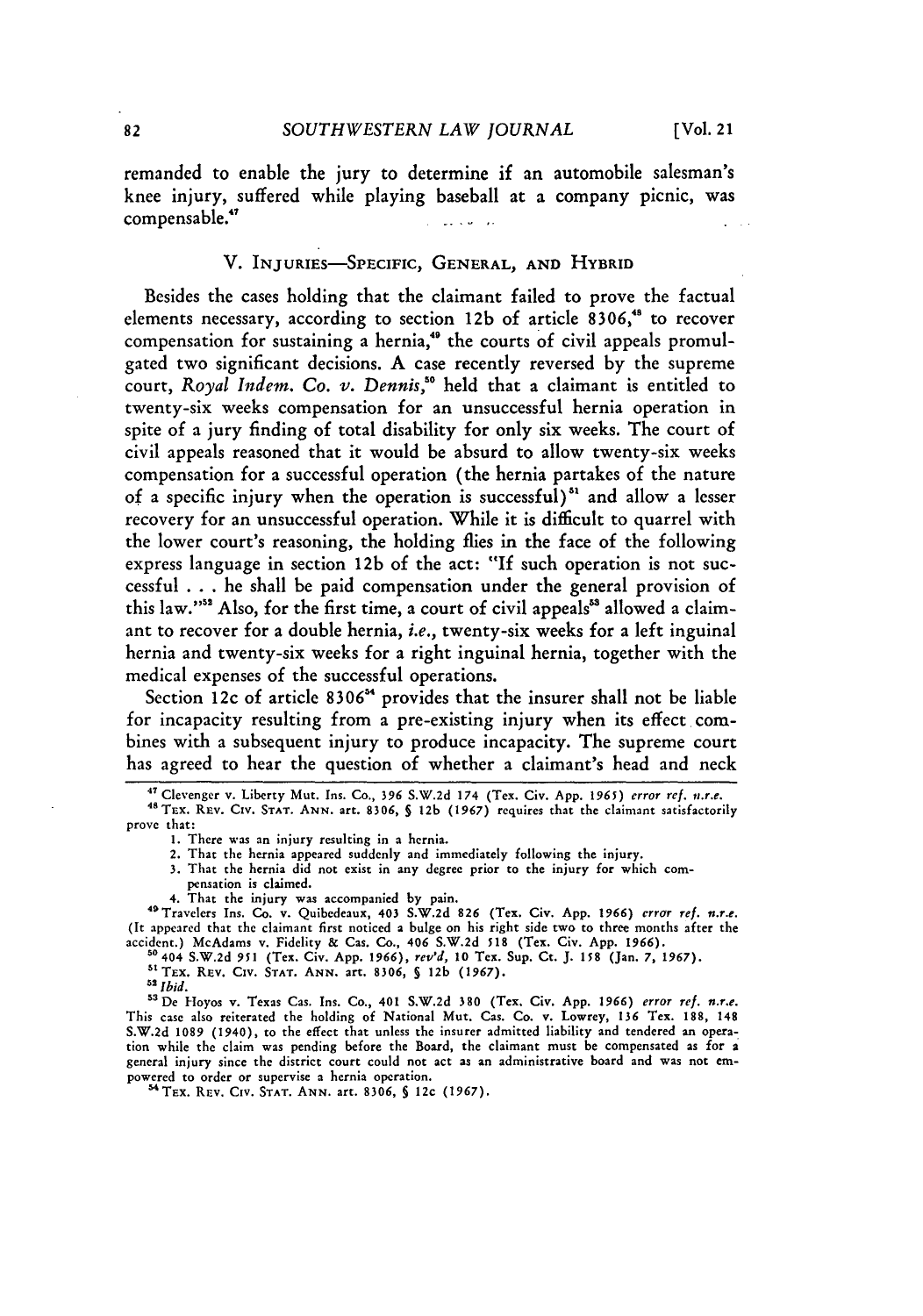remanded to enable the jury to determine if an automobile salesman's knee injury, suffered while playing baseball at a company picnic, was compensable.[47]

## V. INJURIES—SPECIFIC, GENERAL, AND HYBRID

Besides the cases holding that the claimant failed to prove the factual elements necessary, according to section 12b of article 8306,[48] to recover compensation for sustaining a hernia,[49] the courts of civil appeals promulgated two significant decisions. A case recently reversed by the supreme court, *Royal Indem. Co. v. Dennis*,[50] held that a claimant is entitled to twenty-six weeks compensation for an unsuccessful hernia operation in spite of a jury finding of total disability for only six weeks. The court of civil appeals reasoned that it would be absurd to allow twenty-six weeks compensation for a successful operation (the hernia partakes of the nature of a specific injury when the operation is successful)[51] and allow a lesser recovery for an unsuccessful operation. While it is difficult to quarrel with the lower court's reasoning, the holding flies in the face of the following express language in section 12b of the act: "If such operation is not successful . . . he shall be paid compensation under the general provision of this law."[52] Also, for the first time, a court of civil appeals[53] allowed a claimant to recover for a double hernia, *i.e.*, twenty-six weeks for a left inguinal hernia and twenty-six weeks for a right inguinal hernia, together with the medical expenses of the successful operations.

Section 12c of article 8306[54] provides that the insurer shall not be liable for incapacity resulting from a pre-existing injury when its effect combines with a subsequent injury to produce incapacity. The supreme court has agreed to hear the question of whether a claimant's head and neck

---

[47] Clevenger v. Liberty Mut. Ins. Co., 396 S.W.2d 174 (Tex. Civ. App. 1965) *error ref. n.r.e.*

[48] TEX. REV. CIV. STAT. ANN. art. 8306, § 12b (1967) requires that the claimant satisfactorily prove that:

1. There was an injury resulting in a hernia.
2. That the hernia appeared suddenly and immediately following the injury.
3. That the hernia did not exist in any degree prior to the injury for which compensation is claimed.
4. That the injury was accompanied by pain.

[49] Travelers Ins. Co. v. Quibedeaux, 403 S.W.2d 826 (Tex. Civ. App. 1966) *error ref. n.r.e.* (It appeared that the claimant first noticed a bulge on his right side two to three months after the accident.) McAdams v. Fidelity & Cas. Co., 406 S.W.2d 518 (Tex. Civ. App. 1966).

[50] 404 S.W.2d 951 (Tex. Civ. App. 1966), *rev'd*, 10 Tex. Sup. Ct. J. 158 (Jan. 7, 1967).

[51] TEX. REV. CIV. STAT. ANN. art. 8306, § 12b (1967).

[52] *Ibid.*

[53] De Hoyos v. Texas Cas. Ins. Co., 401 S.W.2d 380 (Tex. Civ. App. 1966) *error ref. n.r.e.* This case also reiterated the holding of National Mut. Cas. Co. v. Lowrey, 136 Tex. 188, 148 S.W.2d 1089 (1940), to the effect that unless the insurer admitted liability and tendered an operation while the claim was pending before the Board, the claimant must be compensated as for a general injury since the district court could not act as an administrative board and was not empowered to order or supervise a hernia operation.

[54] TEX. REV. CIV. STAT. ANN. art. 8306, § 12c (1967).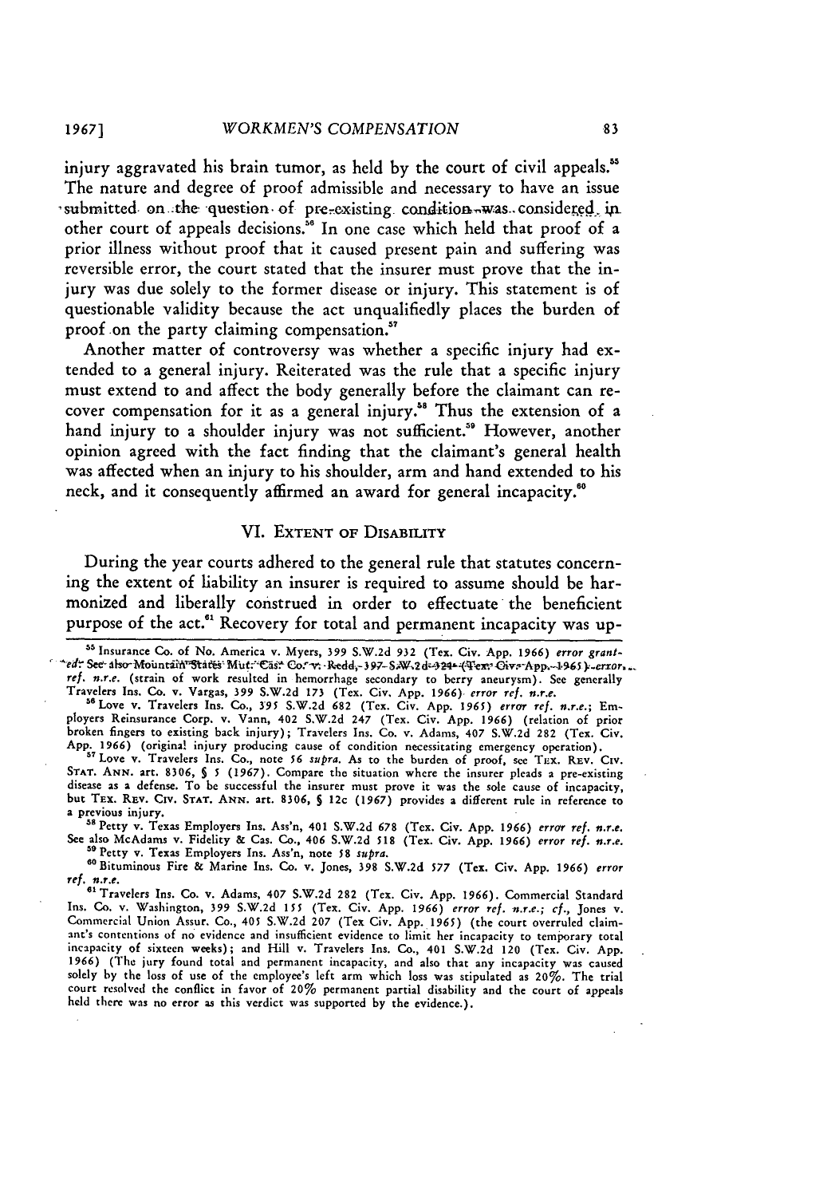injury aggravated his brain tumor, as held by the court of civil appeals.[55] The nature and degree of proof admissible and necessary to have an issue submitted on the question of pre-existing condition was considered in other court of appeals decisions.[56] In one case which held that proof of a prior illness without proof that it caused present pain and suffering was reversible error, the court stated that the insurer must prove that the injury was due solely to the former disease or injury. This statement is of questionable validity because the act unqualifiedly places the burden of proof on the party claiming compensation.[57]

Another matter of controversy was whether a specific injury had extended to a general injury. Reiterated was the rule that a specific injury must extend to and affect the body generally before the claimant can recover compensation for it as a general injury.[58] Thus the extension of a hand injury to a shoulder injury was not sufficient.[59] However, another opinion agreed with the fact finding that the claimant's general health was affected when an injury to his shoulder, arm and hand extended to his neck, and it consequently affirmed an award for general incapacity.[60]

## VI. Extent of Disability

During the year courts adhered to the general rule that statutes concerning the extent of liability an insurer is required to assume should be harmonized and liberally construed in order to effectuate the beneficient purpose of the act.[61] Recovery for total and permanent incapacity was up-

---

[55] Insurance Co. of No. America v. Myers, 399 S.W.2d 932 (Tex. Civ. App. 1966) *error granted*. See also Mountain States Mut. Cas. Co. v. Redd, 397 S.W.2d 324 (Tex. Civ. App. 1965) *error ref. n.r.e.* (strain of work resulted in hemorrhage secondary to berry aneurysm). See generally Travelers Ins. Co. v. Vargas, 399 S.W.2d 173 (Tex. Civ. App. 1966) *error ref. n.r.e.*

[56] Love v. Travelers Ins. Co., 395 S.W.2d 682 (Tex. Civ. App. 1965) *error ref. n.r.e.*; Employers Reinsurance Corp. v. Vann, 402 S.W.2d 247 (Tex. Civ. App. 1966) (relation of prior broken fingers to existing back injury); Travelers Ins. Co. v. Adams, 407 S.W.2d 282 (Tex. Civ. App. 1966) (original injury producing cause of condition necessitating emergency operation).

[57] Love v. Travelers Ins. Co., note 56 *supra*. As to the burden of proof, see Tex. Rev. Civ. Stat. Ann. art. 8306, § 5 (1967). Compare the situation where the insurer pleads a pre-existing disease as a defense. To be successful the insurer must prove it was the sole cause of incapacity, but Tex. Rev. Civ. Stat. Ann. art. 8306, § 12c (1967) provides a different rule in reference to a previous injury.

[58] Petty v. Texas Employers Ins. Ass'n, 401 S.W.2d 678 (Tex. Civ. App. 1966) *error ref. n.r.e.* See also McAdams v. Fidelity & Cas. Co., 406 S.W.2d 518 (Tex. Civ. App. 1966) *error ref. n.r.e.*

[59] Petty v. Texas Employers Ins. Ass'n, note 58 *supra*.

[60] Bituminous Fire & Marine Ins. Co. v. Jones, 398 S.W.2d 577 (Tex. Civ. App. 1966) *error ref. n.r.e.*

[61] Travelers Ins. Co. v. Adams, 407 S.W.2d 282 (Tex. Civ. App. 1966). Commercial Standard Ins. Co. v. Washington, 399 S.W.2d 155 (Tex. Civ. App. 1966) *error ref. n.r.e.*; *cf.*, Jones v. Commercial Union Assur. Co., 405 S.W.2d 207 (Tex Civ. App. 1965) (the court overruled claimant's contentions of no evidence and insufficient evidence to limit her incapacity to temporary total incapacity of sixteen weeks); and Hill v. Travelers Ins. Co., 401 S.W.2d 120 (Tex. Civ. App. 1966) (The jury found total and permanent incapacity, and also that any incapacity was caused solely by the loss of use of the employee's left arm which loss was stipulated as 20%. The trial court resolved the conflict in favor of 20% permanent partial disability and the court of appeals held there was no error as this verdict was supported by the evidence.).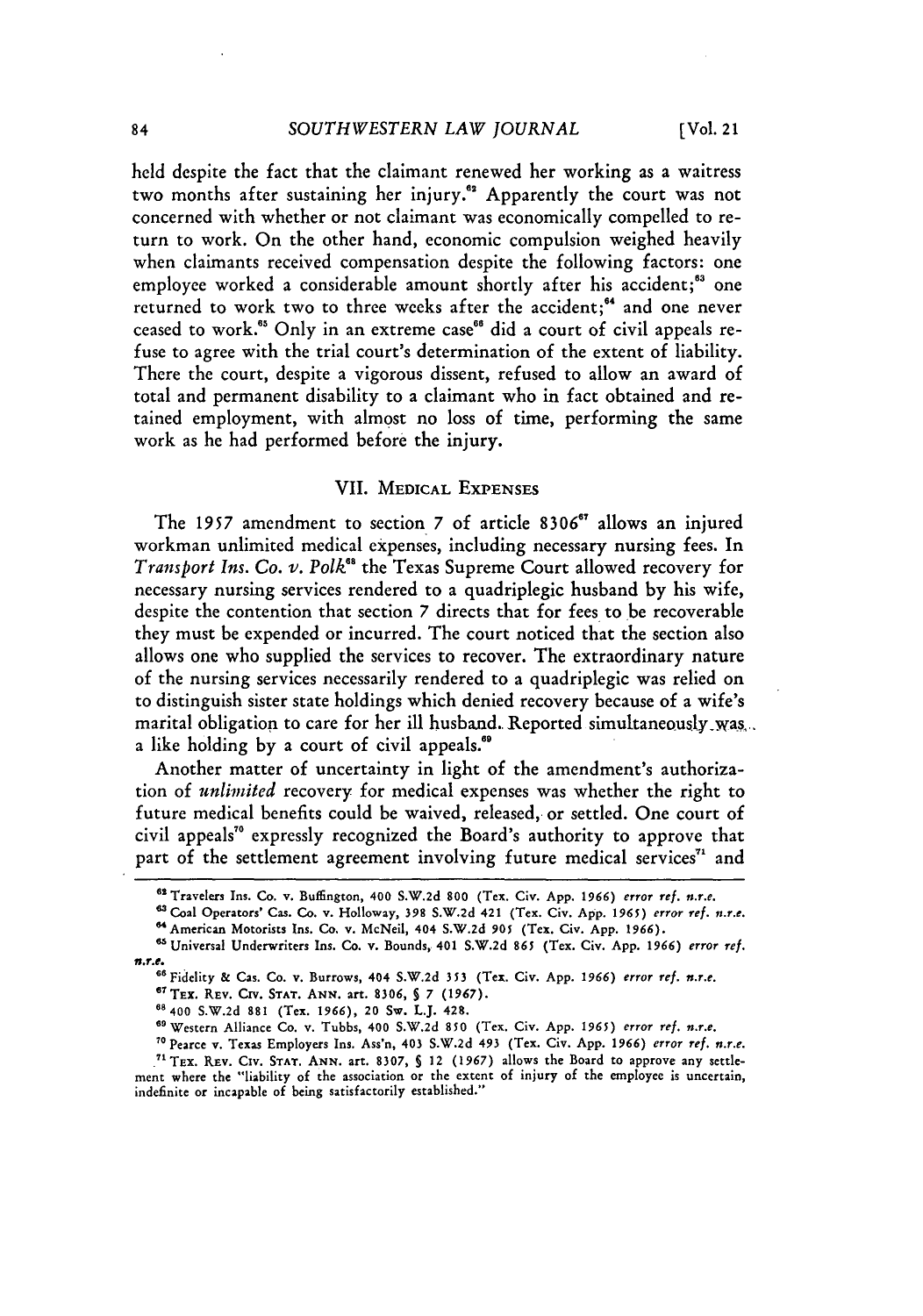held despite the fact that the claimant renewed her working as a waitress two months after sustaining her injury.[62] Apparently the court was not concerned with whether or not claimant was economically compelled to return to work. On the other hand, economic compulsion weighed heavily when claimants received compensation despite the following factors: one employee worked a considerable amount shortly after his accident;[63] one returned to work two to three weeks after the accident;[64] and one never ceased to work.[65] Only in an extreme case[66] did a court of civil appeals refuse to agree with the trial court's determination of the extent of liability. There the court, despite a vigorous dissent, refused to allow an award of total and permanent disability to a claimant who in fact obtained and retained employment, with almost no loss of time, performing the same work as he had performed before the injury.

## VII. MEDICAL EXPENSES

The 1957 amendment to section 7 of article 8306[67] allows an injured workman unlimited medical expenses, including necessary nursing fees. In *Transport Ins. Co. v. Polk*[68] the Texas Supreme Court allowed recovery for necessary nursing services rendered to a quadriplegic husband by his wife, despite the contention that section 7 directs that for fees to be recoverable they must be expended or incurred. The court noticed that the section also allows one who supplied the services to recover. The extraordinary nature of the nursing services necessarily rendered to a quadriplegic was relied on to distinguish sister state holdings which denied recovery because of a wife's marital obligation to care for her ill husband. Reported simultaneously was a like holding by a court of civil appeals.[69]

Another matter of uncertainty in light of the amendment's authorization of *unlimited* recovery for medical expenses was whether the right to future medical benefits could be waived, released, or settled. One court of civil appeals[70] expressly recognized the Board's authority to approve that part of the settlement agreement involving future medical services[71] and

---

[62] Travelers Ins. Co. v. Buffington, 400 S.W.2d 800 (Tex. Civ. App. 1966) *error ref. n.r.e.*

[63] Coal Operators' Cas. Co. v. Holloway, 398 S.W.2d 421 (Tex. Civ. App. 1965) *error ref. n.r.e.*

[64] American Motorists Ins. Co. v. McNeil, 404 S.W.2d 905 (Tex. Civ. App. 1966).

[65] Universal Underwriters Ins. Co. v. Bounds, 401 S.W.2d 865 (Tex. Civ. App. 1966) *error ref. n.r.e.*

[66] Fidelity & Cas. Co. v. Burrows, 404 S.W.2d 353 (Tex. Civ. App. 1966) *error ref. n.r.e.*

[67] TEX. REV. CIV. STAT. ANN. art. 8306, § 7 (1967).

[68] 400 S.W.2d 881 (Tex. 1966), 20 Sw. L.J. 428.

[69] Western Alliance Co. v. Tubbs, 400 S.W.2d 850 (Tex. Civ. App. 1965) *error ref. n.r.e.*

[70] Pearce v. Texas Employers Ins. Ass'n, 403 S.W.2d 493 (Tex. Civ. App. 1966) *error ref. n.r.e.*

[71] TEX. REV. CIV. STAT. ANN. art. 8307, § 12 (1967) allows the Board to approve any settlement where the "liability of the association or the extent of injury of the employee is uncertain, indefinite or incapable of being satisfactorily established."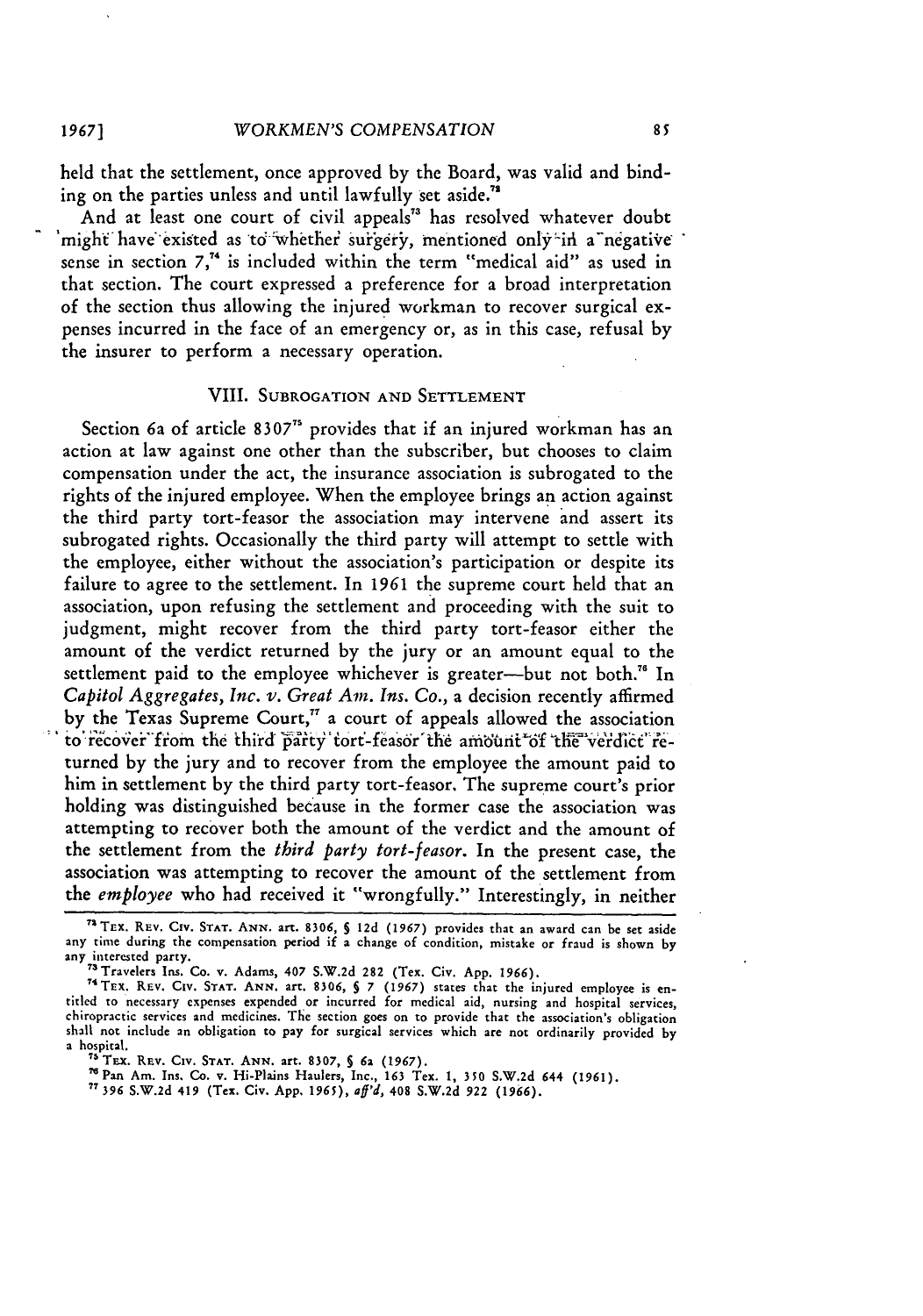held that the settlement, once approved by the Board, was valid and binding on the parties unless and until lawfully set aside.[72]

And at least one court of civil appeals[73] has resolved whatever doubt might have existed as to whether surgery, mentioned only in a negative sense in section 7,[74] is included within the term "medical aid" as used in that section. The court expressed a preference for a broad interpretation of the section thus allowing the injured workman to recover surgical expenses incurred in the face of an emergency or, as in this case, refusal by the insurer to perform a necessary operation.

## VIII. Subrogation and Settlement

Section 6a of article 8307[75] provides that if an injured workman has an action at law against one other than the subscriber, but chooses to claim compensation under the act, the insurance association is subrogated to the rights of the injured employee. When the employee brings an action against the third party tort-feasor the association may intervene and assert its subrogated rights. Occasionally the third party will attempt to settle with the employee, either without the association's participation or despite its failure to agree to the settlement. In 1961 the supreme court held that an association, upon refusing the settlement and proceeding with the suit to judgment, might recover from the third party tort-feasor either the amount of the verdict returned by the jury or an amount equal to the settlement paid to the employee whichever is greater—but not both.[76] In *Capitol Aggregates, Inc. v. Great Am. Ins. Co.*, a decision recently affirmed by the Texas Supreme Court,[77] a court of appeals allowed the association to recover from the third party tort-feasor the amount of the verdict returned by the jury and to recover from the employee the amount paid to him in settlement by the third party tort-feasor. The supreme court's prior holding was distinguished because in the former case the association was attempting to recover both the amount of the verdict and the amount of the settlement from the *third party tort-feasor.* In the present case, the association was attempting to recover the amount of the settlement from the *employee* who had received it "wrongfully." Interestingly, in neither

---

[72] Tex. Rev. Civ. Stat. Ann. art. 8306, § 12d (1967) provides that an award can be set aside any time during the compensation period if a change of condition, mistake or fraud is shown by any interested party.

[73] Travelers Ins. Co. v. Adams, 407 S.W.2d 282 (Tex. Civ. App. 1966).

[74] Tex. Rev. Civ. Stat. Ann. art. 8306, § 7 (1967) states that the injured employee is entitled to necessary expenses expended or incurred for medical aid, nursing and hospital services, chiropractic services and medicines. The section goes on to provide that the association's obligation shall not include an obligation to pay for surgical services which are not ordinarily provided by a hospital.

[75] Tex. Rev. Civ. Stat. Ann. art. 8307, § 6a (1967).

[76] Pan Am. Ins. Co. v. Hi-Plains Haulers, Inc., 163 Tex. 1, 350 S.W.2d 644 (1961).

[77] 396 S.W.2d 419 (Tex. Civ. App. 1965), *aff'd*, 408 S.W.2d 922 (1966).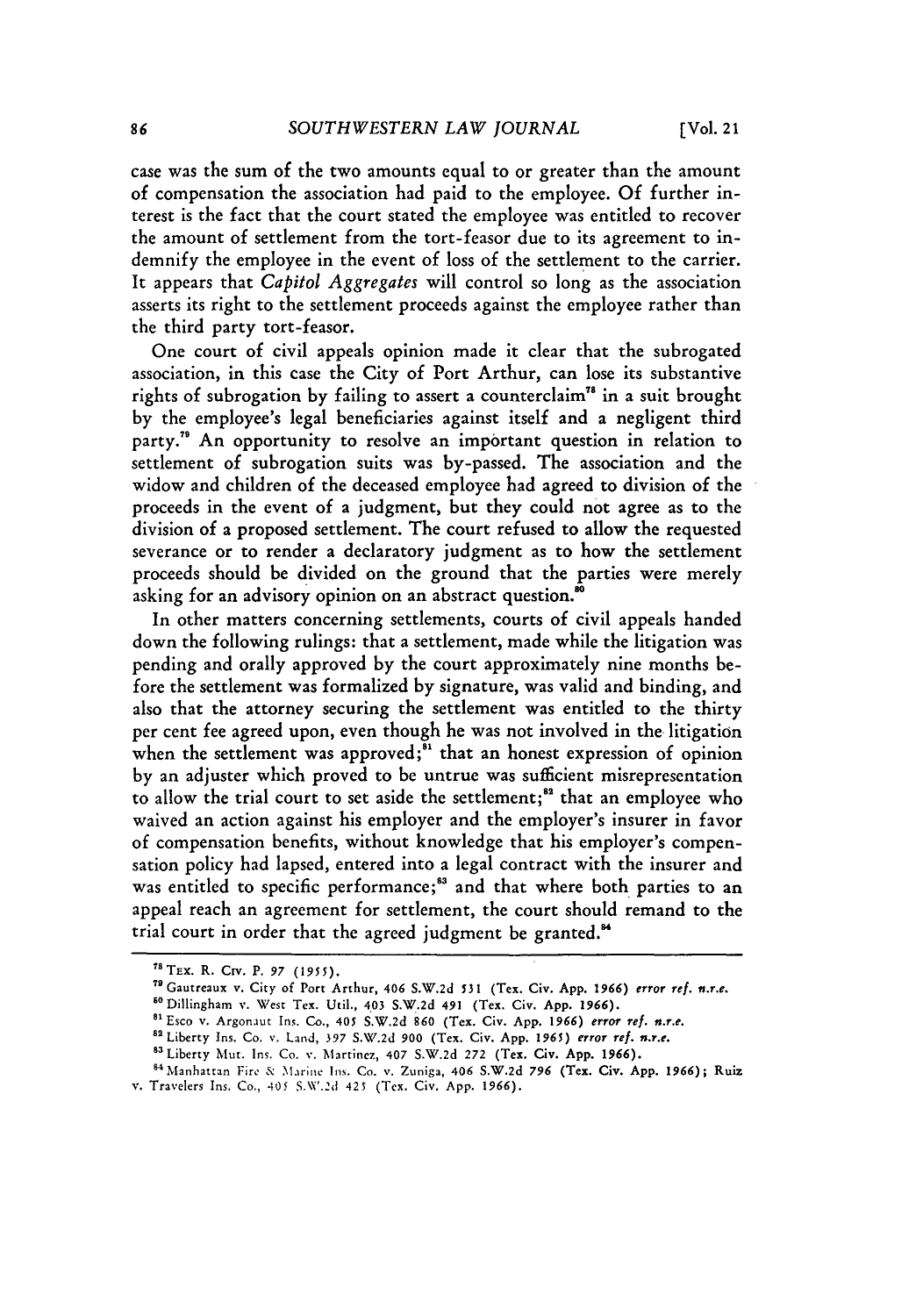case was the sum of the two amounts equal to or greater than the amount of compensation the association had paid to the employee. Of further interest is the fact that the court stated the employee was entitled to recover the amount of settlement from the tort-feasor due to its agreement to indemnify the employee in the event of loss of the settlement to the carrier. It appears that *Capitol Aggregates* will control so long as the association asserts its right to the settlement proceeds against the employee rather than the third party tort-feasor.

One court of civil appeals opinion made it clear that the subrogated association, in this case the City of Port Arthur, can lose its substantive rights of subrogation by failing to assert a counterclaim[78] in a suit brought by the employee's legal beneficiaries against itself and a negligent third party.[79] An opportunity to resolve an important question in relation to settlement of subrogation suits was by-passed. The association and the widow and children of the deceased employee had agreed to division of the proceeds in the event of a judgment, but they could not agree as to the division of a proposed settlement. The court refused to allow the requested severance or to render a declaratory judgment as to how the settlement proceeds should be divided on the ground that the parties were merely asking for an advisory opinion on an abstract question.[80]

In other matters concerning settlements, courts of civil appeals handed down the following rulings: that a settlement, made while the litigation was pending and orally approved by the court approximately nine months before the settlement was formalized by signature, was valid and binding, and also that the attorney securing the settlement was entitled to the thirty per cent fee agreed upon, even though he was not involved in the litigation when the settlement was approved;[81] that an honest expression of opinion by an adjuster which proved to be untrue was sufficient misrepresentation to allow the trial court to set aside the settlement;[82] that an employee who waived an action against his employer and the employer's insurer in favor of compensation benefits, without knowledge that his employer's compensation policy had lapsed, entered into a legal contract with the insurer and was entitled to specific performance;[83] and that where both parties to an appeal reach an agreement for settlement, the court should remand to the trial court in order that the agreed judgment be granted.[84]

---

[78] TEX. R. CIV. P. 97 (1955).

[79] Gautreaux v. City of Port Arthur, 406 S.W.2d 531 (Tex. Civ. App. 1966) *error ref. n.r.e.*

[80] Dillingham v. West Tex. Util., 403 S.W.2d 491 (Tex. Civ. App. 1966).

[81] Esco v. Argonaut Ins. Co., 405 S.W.2d 860 (Tex. Civ. App. 1966) *error ref. n.r.e.*

[82] Liberty Ins. Co. v. Land, 397 S.W.2d 900 (Tex. Civ. App. 1965) *error ref. n.r.e.*

[83] Liberty Mut. Ins. Co. v. Martinez, 407 S.W.2d 272 (Tex. Civ. App. 1966).

[84] Manhattan Fire & Marine Ins. Co. v. Zuniga, 406 S.W.2d 796 (Tex. Civ. App. 1966); Ruiz v. Travelers Ins. Co., 405 S.W.2d 425 (Tex. Civ. App. 1966).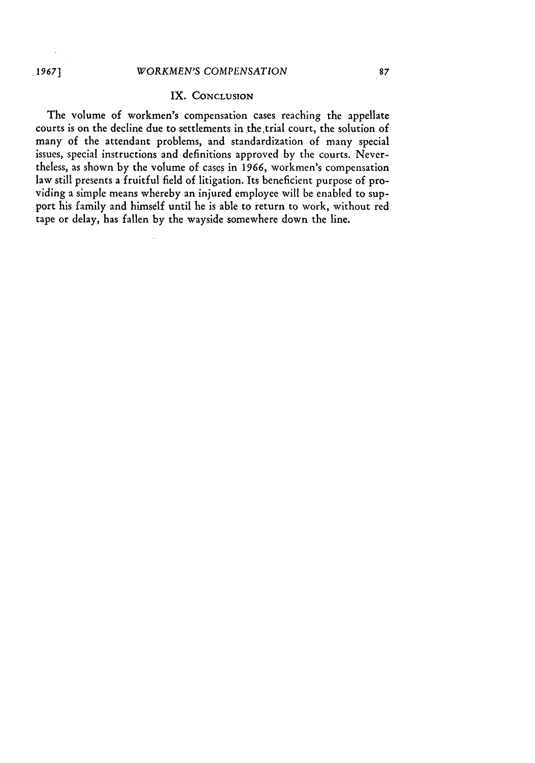## IX. Conclusion

The volume of workmen's compensation cases reaching the appellate courts is on the decline due to settlements in the trial court, the solution of many of the attendant problems, and standardization of many special issues, special instructions and definitions approved by the courts. Nevertheless, as shown by the volume of cases in 1966, workmen's compensation law still presents a fruitful field of litigation. Its beneficient purpose of providing a simple means whereby an injured employee will be enabled to support his family and himself until he is able to return to work, without red tape or delay, has fallen by the wayside somewhere down the line.